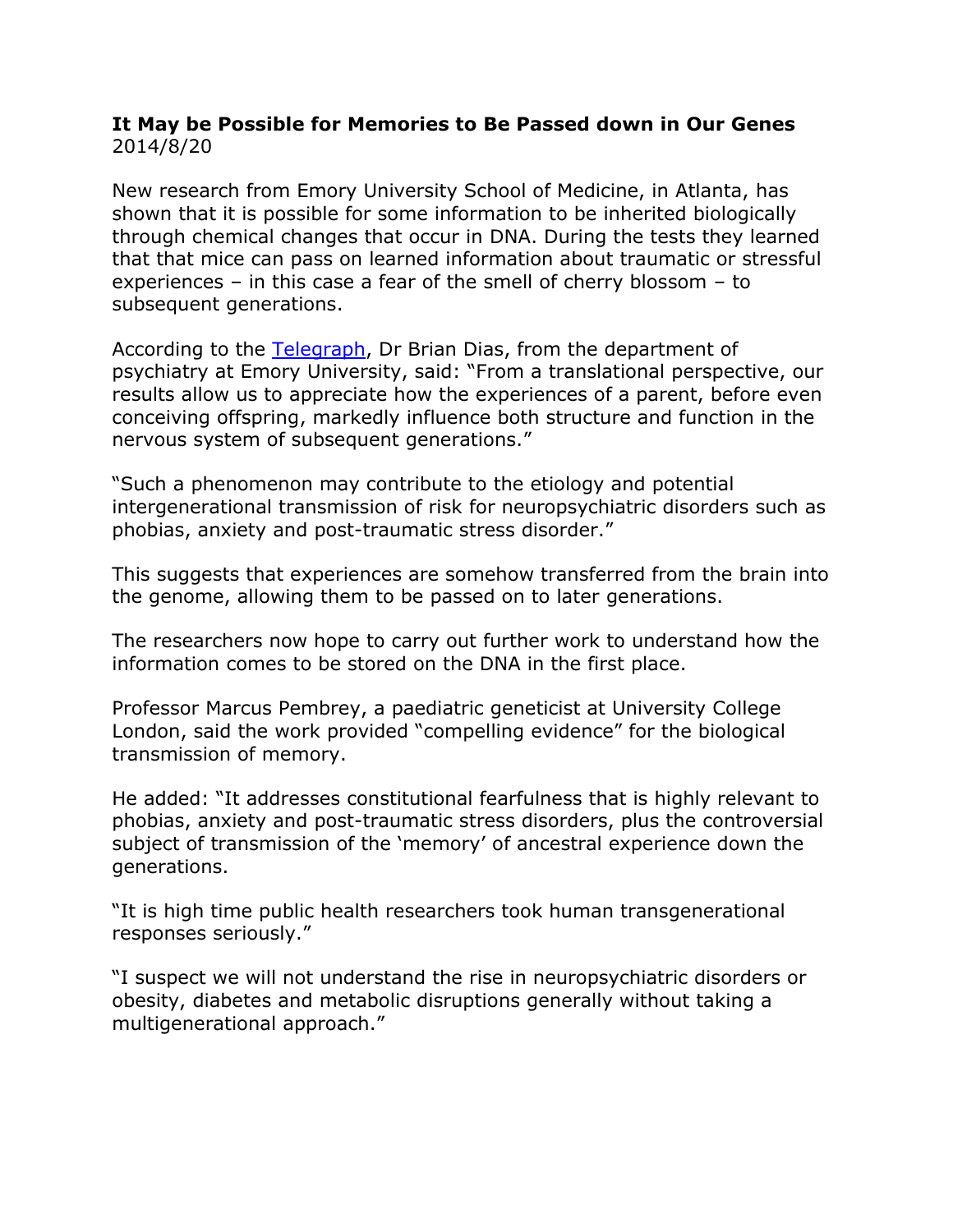**It May be Possible for Memories to Be Passed down in Our Genes**
2014/8/20

New research from Emory University School of Medicine, in Atlanta, has shown that it is possible for some information to be inherited biologically through chemical changes that occur in DNA. During the tests they learned that that mice can pass on learned information about traumatic or stressful experiences – in this case a fear of the smell of cherry blossom – to subsequent generations.

According to the Telegraph, Dr Brian Dias, from the department of psychiatry at Emory University, said: "From a translational perspective, our results allow us to appreciate how the experiences of a parent, before even conceiving offspring, markedly influence both structure and function in the nervous system of subsequent generations."

"Such a phenomenon may contribute to the etiology and potential intergenerational transmission of risk for neuropsychiatric disorders such as phobias, anxiety and post-traumatic stress disorder."

This suggests that experiences are somehow transferred from the brain into the genome, allowing them to be passed on to later generations.

The researchers now hope to carry out further work to understand how the information comes to be stored on the DNA in the first place.

Professor Marcus Pembrey, a paediatric geneticist at University College London, said the work provided "compelling evidence" for the biological transmission of memory.

He added: "It addresses constitutional fearfulness that is highly relevant to phobias, anxiety and post-traumatic stress disorders, plus the controversial subject of transmission of the 'memory' of ancestral experience down the generations.

"It is high time public health researchers took human transgenerational responses seriously."

"I suspect we will not understand the rise in neuropsychiatric disorders or obesity, diabetes and metabolic disruptions generally without taking a multigenerational approach."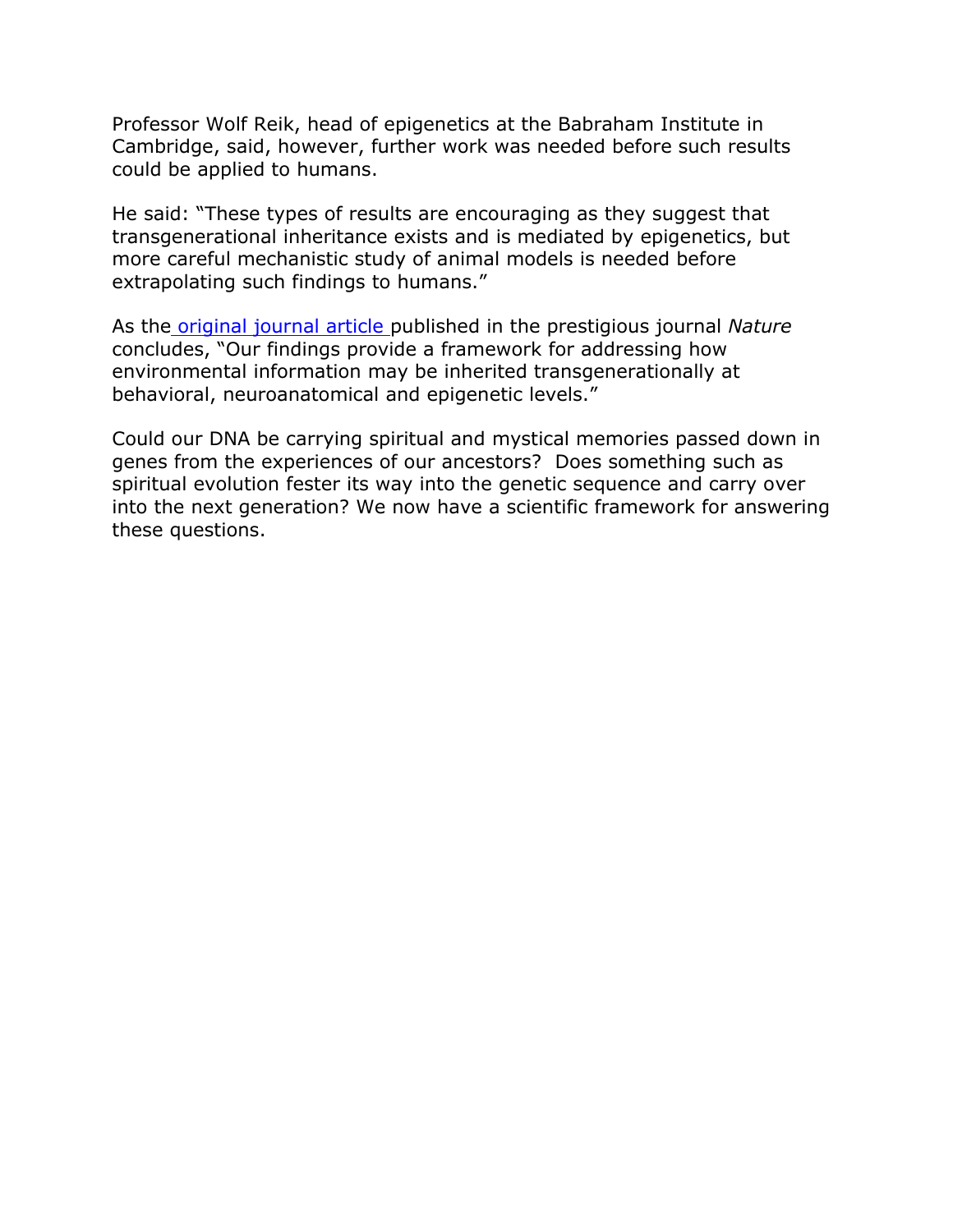Professor Wolf Reik, head of epigenetics at the Babraham Institute in Cambridge, said, however, further work was needed before such results could be applied to humans.

He said: "These types of results are encouraging as they suggest that transgenerational inheritance exists and is mediated by epigenetics, but more careful mechanistic study of animal models is needed before extrapolating such findings to humans."

As the original journal article published in the prestigious journal *Nature* concludes, "Our findings provide a framework for addressing how environmental information may be inherited transgenerationally at behavioral, neuroanatomical and epigenetic levels."

Could our DNA be carrying spiritual and mystical memories passed down in genes from the experiences of our ancestors? Does something such as spiritual evolution fester its way into the genetic sequence and carry over into the next generation? We now have a scientific framework for answering these questions.